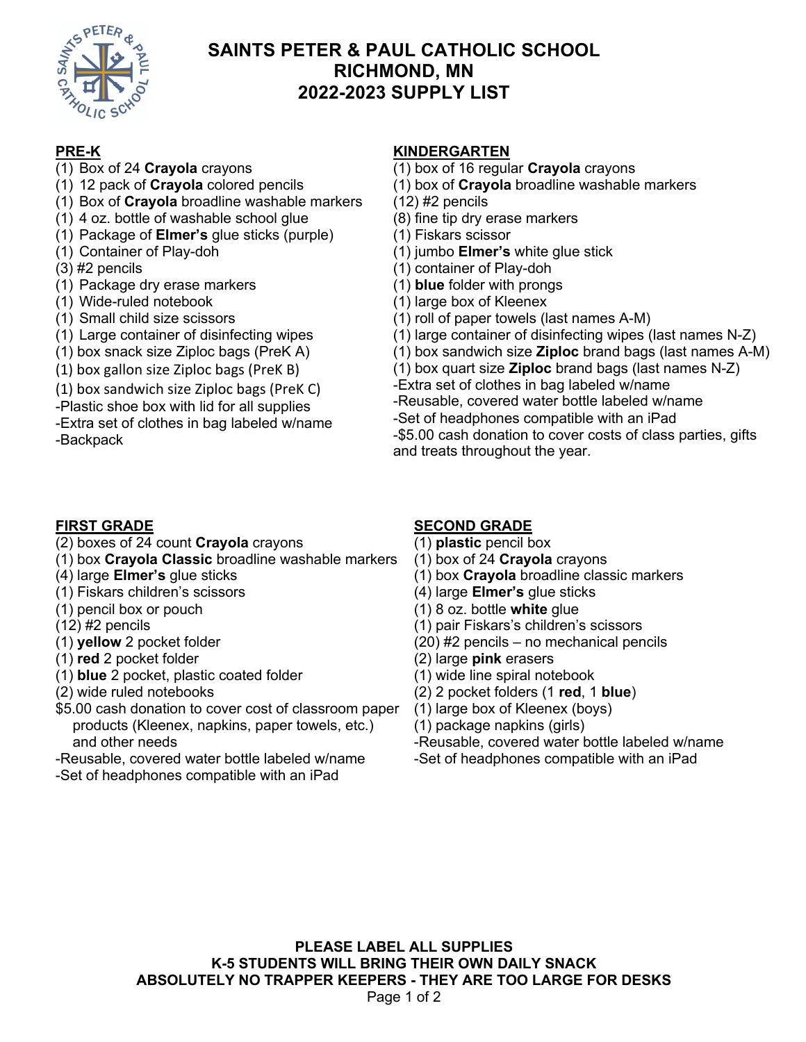# SAINTS PETER & PAUL CATHOLIC SCHOOL
# RICHMOND, MN
# 2022-2023 SUPPLY LIST

## PRE-K

(1) Box of 24 **Crayola** crayons
(1) 12 pack of **Crayola** colored pencils
(1) Box of **Crayola** broadline washable markers
(1) 4 oz. bottle of washable school glue
(1) Package of **Elmer's** glue sticks (purple)
(1) Container of Play-doh
(3) #2 pencils
(1) Package dry erase markers
(1) Wide-ruled notebook
(1) Small child size scissors
(1) Large container of disinfecting wipes
(1) box snack size Ziploc bags (PreK A)
(1) box gallon size Ziploc bags (PreK B)
(1) box sandwich size Ziploc bags (PreK C)
-Plastic shoe box with lid for all supplies
-Extra set of clothes in bag labeled w/name
-Backpack

## KINDERGARTEN

(1) box of 16 regular **Crayola** crayons
(1) box of **Crayola** broadline washable markers
(12) #2 pencils
(8) fine tip dry erase markers
(1) Fiskars scissor
(1) jumbo **Elmer's** white glue stick
(1) container of Play-doh
(1) **blue** folder with prongs
(1) large box of Kleenex
(1) roll of paper towels (last names A-M)
(1) large container of disinfecting wipes (last names N-Z)
(1) box sandwich size **Ziploc** brand bags (last names A-M)
(1) box quart size **Ziploc** brand bags (last names N-Z)
-Extra set of clothes in bag labeled w/name
-Reusable, covered water bottle labeled w/name
-Set of headphones compatible with an iPad
-$5.00 cash donation to cover costs of class parties, gifts and treats throughout the year.

## FIRST GRADE

(2) boxes of 24 count **Crayola** crayons
(1) box **Crayola Classic** broadline washable markers
(4) large **Elmer's** glue sticks
(1) Fiskars children's scissors
(1) pencil box or pouch
(12) #2 pencils
(1) **yellow** 2 pocket folder
(1) **red** 2 pocket folder
(1) **blue** 2 pocket, plastic coated folder
(2) wide ruled notebooks
$5.00 cash donation to cover cost of classroom paper products (Kleenex, napkins, paper towels, etc.) and other needs
-Reusable, covered water bottle labeled w/name
-Set of headphones compatible with an iPad

## SECOND GRADE

(1) **plastic** pencil box
(1) box of 24 **Crayola** crayons
(1) box **Crayola** broadline classic markers
(4) large **Elmer's** glue sticks
(1) 8 oz. bottle **white** glue
(1) pair Fiskars's children's scissors
(20) #2 pencils – no mechanical pencils
(2) large **pink** erasers
(1) wide line spiral notebook
(2) 2 pocket folders (1 **red**, 1 **blue**)
(1) large box of Kleenex (boys)
(1) package napkins (girls)
-Reusable, covered water bottle labeled w/name
-Set of headphones compatible with an iPad

**PLEASE LABEL ALL SUPPLIES**
**K-5 STUDENTS WILL BRING THEIR OWN DAILY SNACK**
**ABSOLUTELY NO TRAPPER KEEPERS - THEY ARE TOO LARGE FOR DESKS**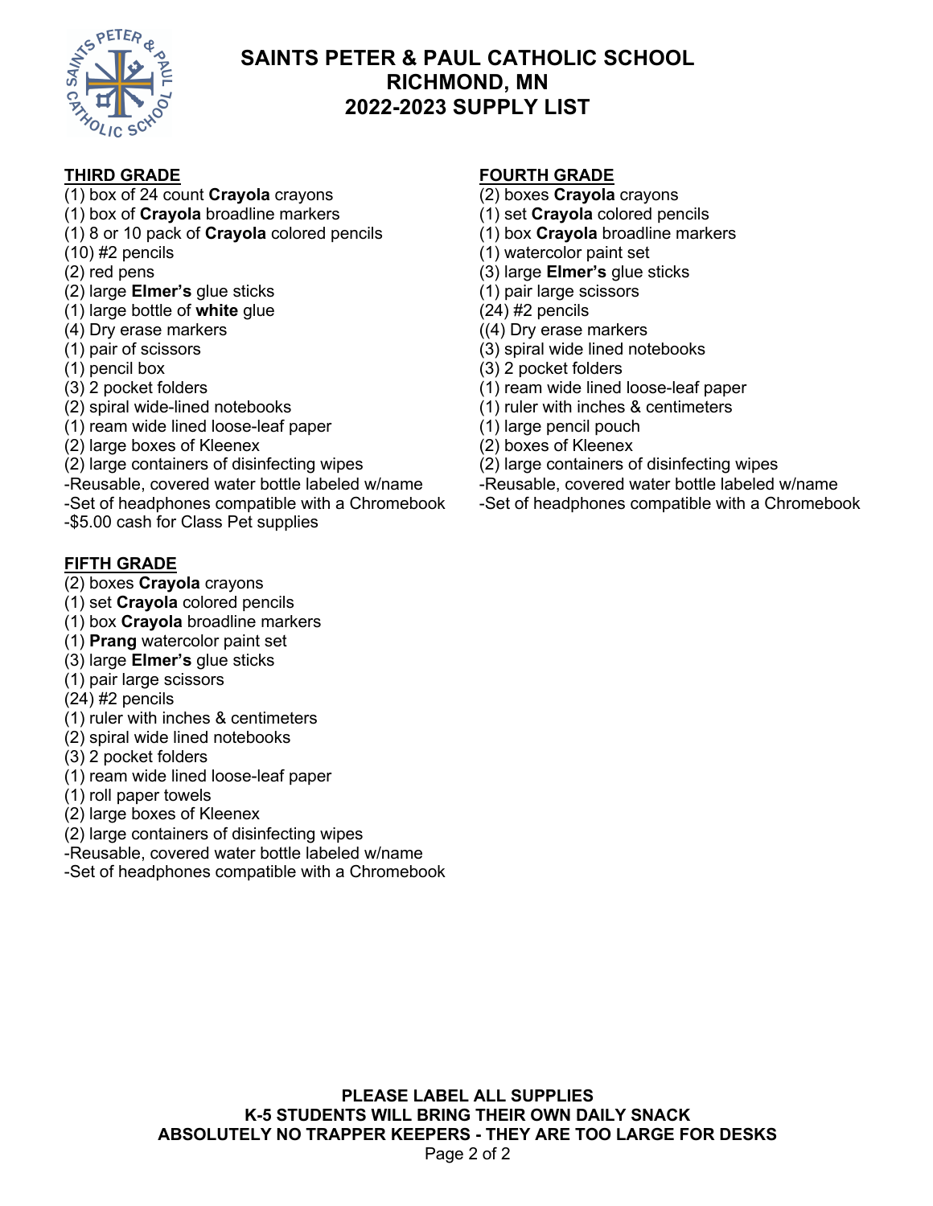# SAINTS PETER & PAUL CATHOLIC SCHOOL
# RICHMOND, MN
# 2022-2023 SUPPLY LIST

## THIRD GRADE

(1) box of 24 count **Crayola** crayons
(1) box of **Crayola** broadline markers
(1) 8 or 10 pack of **Crayola** colored pencils
(10) #2 pencils
(2) red pens
(2) large **Elmer's** glue sticks
(1) large bottle of **white** glue
(4) Dry erase markers
(1) pair of scissors
(1) pencil box
(3) 2 pocket folders
(2) spiral wide-lined notebooks
(1) ream wide lined loose-leaf paper
(2) large boxes of Kleenex
(2) large containers of disinfecting wipes
-Reusable, covered water bottle labeled w/name
-Set of headphones compatible with a Chromebook
-$5.00 cash for Class Pet supplies

## FOURTH GRADE

(2) boxes **Crayola** crayons
(1) set **Crayola** colored pencils
(1) box **Crayola** broadline markers
(1) watercolor paint set
(3) large **Elmer's** glue sticks
(1) pair large scissors
(24) #2 pencils
((4) Dry erase markers
(3) spiral wide lined notebooks
(3) 2 pocket folders
(1) ream wide lined loose-leaf paper
(1) ruler with inches & centimeters
(1) large pencil pouch
(2) boxes of Kleenex
(2) large containers of disinfecting wipes
-Reusable, covered water bottle labeled w/name
-Set of headphones compatible with a Chromebook

## FIFTH GRADE

(2) boxes **Crayola** crayons
(1) set **Crayola** colored pencils
(1) box **Crayola** broadline markers
(1) **Prang** watercolor paint set
(3) large **Elmer's** glue sticks
(1) pair large scissors
(24) #2 pencils
(1) ruler with inches & centimeters
(2) spiral wide lined notebooks
(3) 2 pocket folders
(1) ream wide lined loose-leaf paper
(1) roll paper towels
(2) large boxes of Kleenex
(2) large containers of disinfecting wipes
-Reusable, covered water bottle labeled w/name
-Set of headphones compatible with a Chromebook

**PLEASE LABEL ALL SUPPLIES**
**K-5 STUDENTS WILL BRING THEIR OWN DAILY SNACK**
**ABSOLUTELY NO TRAPPER KEEPERS - THEY ARE TOO LARGE FOR DESKS**